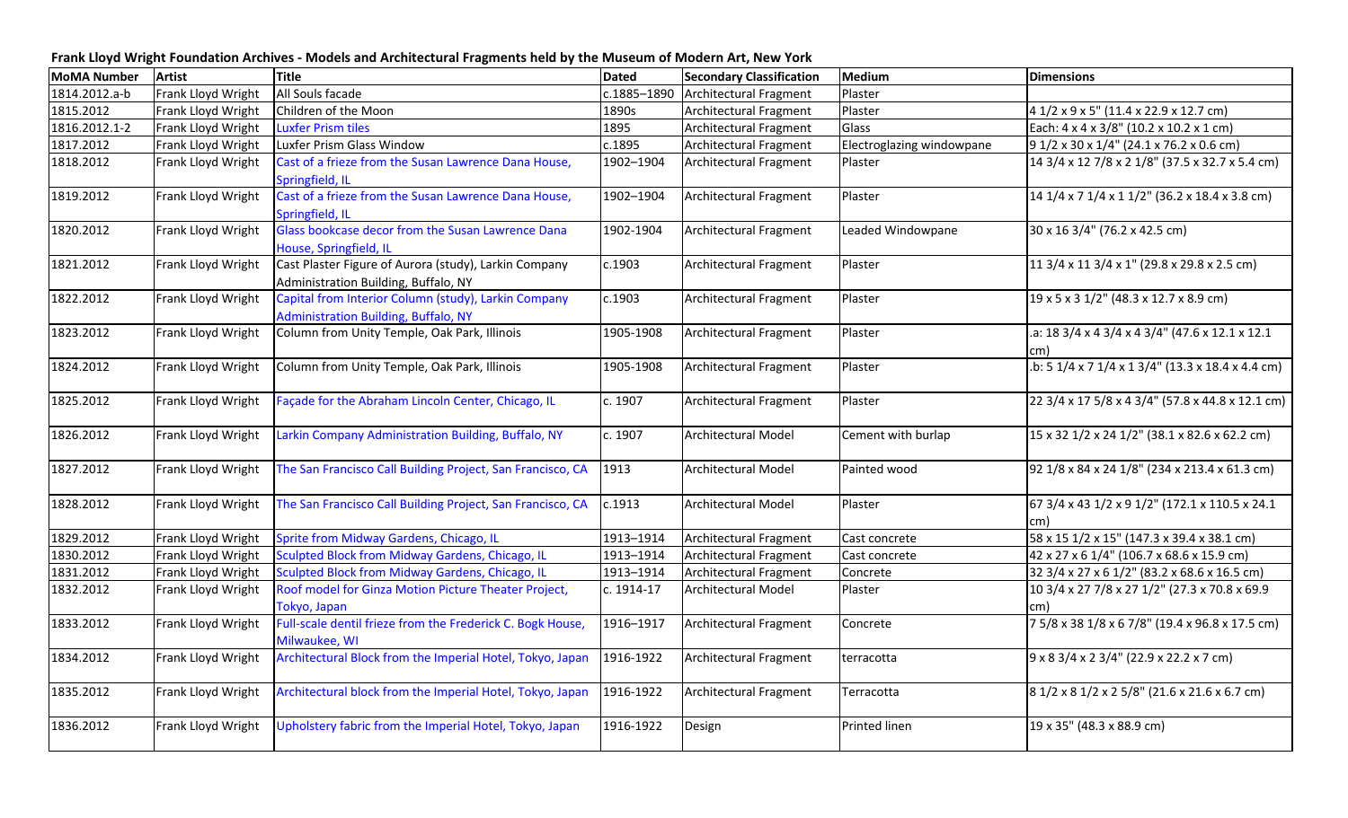**Frank Lloyd Wright Foundation Archives - Models and Architectural Fragments held by the Museum of Modern Art, New York**

| MoMA Number | Artist | Title | Dated | Secondary Classification | Medium | Dimensions |
|---|---|---|---|---|---|---|
| 1814.2012.a-b | Frank Lloyd Wright | All Souls facade | c.1885–1890 | Architectural Fragment | Plaster | |
| 1815.2012 | Frank Lloyd Wright | Children of the Moon | 1890s | Architectural Fragment | Plaster | 4 1/2 x 9 x 5" (11.4 x 22.9 x 12.7 cm) |
| 1816.2012.1-2 | Frank Lloyd Wright | Luxfer Prism tiles | 1895 | Architectural Fragment | Glass | Each: 4 x 4 x 3/8" (10.2 x 10.2 x 1 cm) |
| 1817.2012 | Frank Lloyd Wright | Luxfer Prism Glass Window | c.1895 | Architectural Fragment | Electroglazing windowpane | 9 1/2 x 30 x 1/4" (24.1 x 76.2 x 0.6 cm) |
| 1818.2012 | Frank Lloyd Wright | Cast of a frieze from the Susan Lawrence Dana House, Springfield, IL | 1902–1904 | Architectural Fragment | Plaster | 14 3/4 x 12 7/8 x 2 1/8" (37.5 x 32.7 x 5.4 cm) |
| 1819.2012 | Frank Lloyd Wright | Cast of a frieze from the Susan Lawrence Dana House, Springfield, IL | 1902–1904 | Architectural Fragment | Plaster | 14 1/4 x 7 1/4 x 1 1/2" (36.2 x 18.4 x 3.8 cm) |
| 1820.2012 | Frank Lloyd Wright | Glass bookcase decor from the Susan Lawrence Dana House, Springfield, IL | 1902-1904 | Architectural Fragment | Leaded Windowpane | 30 x 16 3/4" (76.2 x 42.5 cm) |
| 1821.2012 | Frank Lloyd Wright | Cast Plaster Figure of Aurora (study), Larkin Company Administration Building, Buffalo, NY | c.1903 | Architectural Fragment | Plaster | 11 3/4 x 11 3/4 x 1" (29.8 x 29.8 x 2.5 cm) |
| 1822.2012 | Frank Lloyd Wright | Capital from Interior Column (study), Larkin Company Administration Building, Buffalo, NY | c.1903 | Architectural Fragment | Plaster | 19 x 5 x 3 1/2" (48.3 x 12.7 x 8.9 cm) |
| 1823.2012 | Frank Lloyd Wright | Column from Unity Temple, Oak Park, Illinois | 1905-1908 | Architectural Fragment | Plaster | .a: 18 3/4 x 4 3/4 x 4 3/4" (47.6 x 12.1 x 12.1 cm) |
| 1824.2012 | Frank Lloyd Wright | Column from Unity Temple, Oak Park, Illinois | 1905-1908 | Architectural Fragment | Plaster | .b: 5 1/4 x 7 1/4 x 1 3/4" (13.3 x 18.4 x 4.4 cm) |
| 1825.2012 | Frank Lloyd Wright | Façade for the Abraham Lincoln Center, Chicago, IL | c. 1907 | Architectural Fragment | Plaster | 22 3/4 x 17 5/8 x 4 3/4" (57.8 x 44.8 x 12.1 cm) |
| 1826.2012 | Frank Lloyd Wright | Larkin Company Administration Building, Buffalo, NY | c. 1907 | Architectural Model | Cement with burlap | 15 x 32 1/2 x 24 1/2" (38.1 x 82.6 x 62.2 cm) |
| 1827.2012 | Frank Lloyd Wright | The San Francisco Call Building Project, San Francisco, CA | 1913 | Architectural Model | Painted wood | 92 1/8 x 84 x 24 1/8" (234 x 213.4 x 61.3 cm) |
| 1828.2012 | Frank Lloyd Wright | The San Francisco Call Building Project, San Francisco, CA | c.1913 | Architectural Model | Plaster | 67 3/4 x 43 1/2 x 9 1/2" (172.1 x 110.5 x 24.1 cm) |
| 1829.2012 | Frank Lloyd Wright | Sprite from Midway Gardens, Chicago, IL | 1913–1914 | Architectural Fragment | Cast concrete | 58 x 15 1/2 x 15" (147.3 x 39.4 x 38.1 cm) |
| 1830.2012 | Frank Lloyd Wright | Sculpted Block from Midway Gardens, Chicago, IL | 1913–1914 | Architectural Fragment | Cast concrete | 42 x 27 x 6 1/4" (106.7 x 68.6 x 15.9 cm) |
| 1831.2012 | Frank Lloyd Wright | Sculpted Block from Midway Gardens, Chicago, IL | 1913–1914 | Architectural Fragment | Concrete | 32 3/4 x 27 x 6 1/2" (83.2 x 68.6 x 16.5 cm) |
| 1832.2012 | Frank Lloyd Wright | Roof model for Ginza Motion Picture Theater Project, Tokyo, Japan | c. 1914-17 | Architectural Model | Plaster | 10 3/4 x 27 7/8 x 27 1/2" (27.3 x 70.8 x 69.9 cm) |
| 1833.2012 | Frank Lloyd Wright | Full-scale dentil frieze from the Frederick C. Bogk House, Milwaukee, WI | 1916–1917 | Architectural Fragment | Concrete | 7 5/8 x 38 1/8 x 6 7/8" (19.4 x 96.8 x 17.5 cm) |
| 1834.2012 | Frank Lloyd Wright | Architectural Block from the Imperial Hotel, Tokyo, Japan | 1916-1922 | Architectural Fragment | terracotta | 9 x 8 3/4 x 2 3/4" (22.9 x 22.2 x 7 cm) |
| 1835.2012 | Frank Lloyd Wright | Architectural block from the Imperial Hotel, Tokyo, Japan | 1916-1922 | Architectural Fragment | Terracotta | 8 1/2 x 8 1/2 x 2 5/8" (21.6 x 21.6 x 6.7 cm) |
| 1836.2012 | Frank Lloyd Wright | Upholstery fabric from the Imperial Hotel, Tokyo, Japan | 1916-1922 | Design | Printed linen | 19 x 35" (48.3 x 88.9 cm) |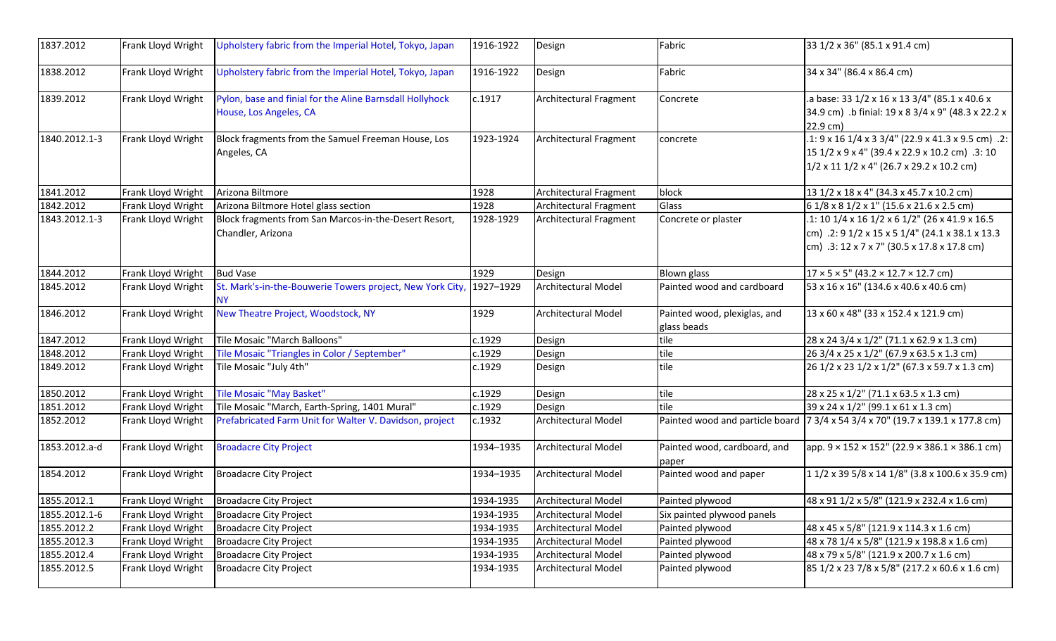| 1837.2012 | Frank Lloyd Wright | Upholstery fabric from the Imperial Hotel, Tokyo, Japan | 1916-1922 | Design | Fabric | 33 1/2 x 36" (85.1 x 91.4 cm) |
|---|---|---|---|---|---|---|
| 1838.2012 | Frank Lloyd Wright | Upholstery fabric from the Imperial Hotel, Tokyo, Japan | 1916-1922 | Design | Fabric | 34 x 34" (86.4 x 86.4 cm) |
| 1839.2012 | Frank Lloyd Wright | Pylon, base and finial for the Aline Barnsdall Hollyhock House, Los Angeles, CA | c.1917 | Architectural Fragment | Concrete | .a base: 33 1/2 x 16 x 13 3/4" (85.1 x 40.6 x 34.9 cm) .b finial: 19 x 8 3/4 x 9" (48.3 x 22.2 x 22.9 cm) |
| 1840.2012.1-3 | Frank Lloyd Wright | Block fragments from the Samuel Freeman House, Los Angeles, CA | 1923-1924 | Architectural Fragment | concrete | .1: 9 x 16 1/4 x 3 3/4" (22.9 x 41.3 x 9.5 cm) .2: 15 1/2 x 9 x 4" (39.4 x 22.9 x 10.2 cm) .3: 10 1/2 x 11 1/2 x 4" (26.7 x 29.2 x 10.2 cm) |
| 1841.2012 | Frank Lloyd Wright | Arizona Biltmore | 1928 | Architectural Fragment | block | 13 1/2 x 18 x 4" (34.3 x 45.7 x 10.2 cm) |
| 1842.2012 | Frank Lloyd Wright | Arizona Biltmore Hotel glass section | 1928 | Architectural Fragment | Glass | 6 1/8 x 8 1/2 x 1" (15.6 x 21.6 x 2.5 cm) |
| 1843.2012.1-3 | Frank Lloyd Wright | Block fragments from San Marcos-in-the-Desert Resort, Chandler, Arizona | 1928-1929 | Architectural Fragment | Concrete or plaster | .1: 10 1/4 x 16 1/2 x 6 1/2" (26 x 41.9 x 16.5 cm) .2: 9 1/2 x 15 x 5 1/4" (24.1 x 38.1 x 13.3 cm) .3: 12 x 7 x 7" (30.5 x 17.8 x 17.8 cm) |
| 1844.2012 | Frank Lloyd Wright | Bud Vase | 1929 | Design | Blown glass | 17 × 5 × 5" (43.2 × 12.7 × 12.7 cm) |
| 1845.2012 | Frank Lloyd Wright | St. Mark's-in-the-Bouwerie Towers project, New York City, NY | 1927–1929 | Architectural Model | Painted wood and cardboard | 53 x 16 x 16" (134.6 x 40.6 x 40.6 cm) |
| 1846.2012 | Frank Lloyd Wright | New Theatre Project, Woodstock, NY | 1929 | Architectural Model | Painted wood, plexiglas, and glass beads | 13 x 60 x 48" (33 x 152.4 x 121.9 cm) |
| 1847.2012 | Frank Lloyd Wright | Tile Mosaic "March Balloons" | c.1929 | Design | tile | 28 x 24 3/4 x 1/2" (71.1 x 62.9 x 1.3 cm) |
| 1848.2012 | Frank Lloyd Wright | Tile Mosaic "Triangles in Color / September" | c.1929 | Design | tile | 26 3/4 x 25 x 1/2" (67.9 x 63.5 x 1.3 cm) |
| 1849.2012 | Frank Lloyd Wright | Tile Mosaic "July 4th" | c.1929 | Design | tile | 26 1/2 x 23 1/2 x 1/2" (67.3 x 59.7 x 1.3 cm) |
| 1850.2012 | Frank Lloyd Wright | Tile Mosaic "May Basket" | c.1929 | Design | tile | 28 x 25 x 1/2" (71.1 x 63.5 x 1.3 cm) |
| 1851.2012 | Frank Lloyd Wright | Tile Mosaic "March, Earth-Spring, 1401 Mural" | c.1929 | Design | tile | 39 x 24 x 1/2" (99.1 x 61 x 1.3 cm) |
| 1852.2012 | Frank Lloyd Wright | Prefabricated Farm Unit for Walter V. Davidson, project | c.1932 | Architectural Model | Painted wood and particle board | 7 3/4 x 54 3/4 x 70" (19.7 x 139.1 x 177.8 cm) |
| 1853.2012.a-d | Frank Lloyd Wright | Broadacre City Project | 1934–1935 | Architectural Model | Painted wood, cardboard, and paper | app. 9 × 152 × 152" (22.9 × 386.1 × 386.1 cm) |
| 1854.2012 | Frank Lloyd Wright | Broadacre City Project | 1934–1935 | Architectural Model | Painted wood and paper | 1 1/2 x 39 5/8 x 14 1/8" (3.8 x 100.6 x 35.9 cm) |
| 1855.2012.1 | Frank Lloyd Wright | Broadacre City Project | 1934-1935 | Architectural Model | Painted plywood | 48 x 91 1/2 x 5/8" (121.9 x 232.4 x 1.6 cm) |
| 1855.2012.1-6 | Frank Lloyd Wright | Broadacre City Project | 1934-1935 | Architectural Model | Six painted plywood panels | |
| 1855.2012.2 | Frank Lloyd Wright | Broadacre City Project | 1934-1935 | Architectural Model | Painted plywood | 48 x 45 x 5/8" (121.9 x 114.3 x 1.6 cm) |
| 1855.2012.3 | Frank Lloyd Wright | Broadacre City Project | 1934-1935 | Architectural Model | Painted plywood | 48 x 78 1/4 x 5/8" (121.9 x 198.8 x 1.6 cm) |
| 1855.2012.4 | Frank Lloyd Wright | Broadacre City Project | 1934-1935 | Architectural Model | Painted plywood | 48 x 79 x 5/8" (121.9 x 200.7 x 1.6 cm) |
| 1855.2012.5 | Frank Lloyd Wright | Broadacre City Project | 1934-1935 | Architectural Model | Painted plywood | 85 1/2 x 23 7/8 x 5/8" (217.2 x 60.6 x 1.6 cm) |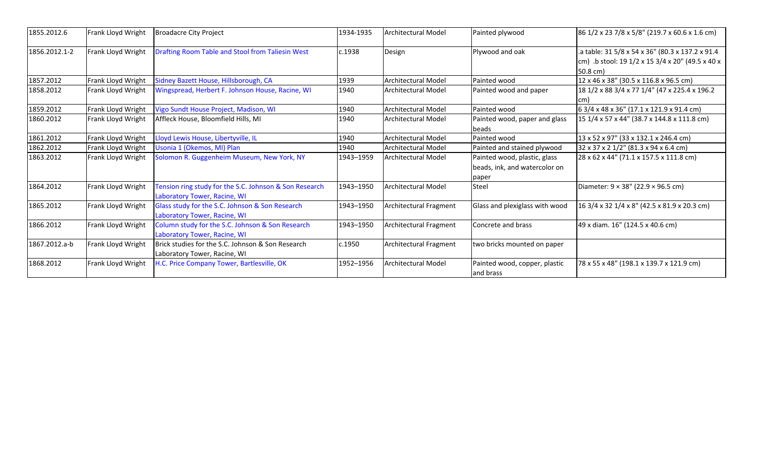| | | | | | | |
|---|---|---|---|---|---|---|
| 1855.2012.6 | Frank Lloyd Wright | Broadacre City Project | 1934-1935 | Architectural Model | Painted plywood | 86 1/2 x 23 7/8 x 5/8" (219.7 x 60.6 x 1.6 cm) |
| 1856.2012.1-2 | Frank Lloyd Wright | Drafting Room Table and Stool from Taliesin West | c.1938 | Design | Plywood and oak | .a table: 31 5/8 x 54 x 36" (80.3 x 137.2 x 91.4 cm) .b stool: 19 1/2 x 15 3/4 x 20" (49.5 x 40 x 50.8 cm) |
| 1857.2012 | Frank Lloyd Wright | Sidney Bazett House, Hillsborough, CA | 1939 | Architectural Model | Painted wood | 12 x 46 x 38" (30.5 x 116.8 x 96.5 cm) |
| 1858.2012 | Frank Lloyd Wright | Wingspread, Herbert F. Johnson House, Racine, WI | 1940 | Architectural Model | Painted wood and paper | 18 1/2 x 88 3/4 x 77 1/4" (47 x 225.4 x 196.2 cm) |
| 1859.2012 | Frank Lloyd Wright | Vigo Sundt House Project, Madison, WI | 1940 | Architectural Model | Painted wood | 6 3/4 x 48 x 36" (17.1 x 121.9 x 91.4 cm) |
| 1860.2012 | Frank Lloyd Wright | Affleck House, Bloomfield Hills, MI | 1940 | Architectural Model | Painted wood, paper and glass beads | 15 1/4 x 57 x 44" (38.7 x 144.8 x 111.8 cm) |
| 1861.2012 | Frank Lloyd Wright | Lloyd Lewis House, Libertyville, IL | 1940 | Architectural Model | Painted wood | 13 x 52 x 97" (33 x 132.1 x 246.4 cm) |
| 1862.2012 | Frank Lloyd Wright | Usonia 1 (Okemos, MI) Plan | 1940 | Architectural Model | Painted and stained plywood | 32 x 37 x 2 1/2" (81.3 x 94 x 6.4 cm) |
| 1863.2012 | Frank Lloyd Wright | Solomon R. Guggenheim Museum, New York, NY | 1943–1959 | Architectural Model | Painted wood, plastic, glass beads, ink, and watercolor on paper | 28 x 62 x 44" (71.1 x 157.5 x 111.8 cm) |
| 1864.2012 | Frank Lloyd Wright | Tension ring study for the S.C. Johnson & Son Research Laboratory Tower, Racine, WI | 1943–1950 | Architectural Model | Steel | Diameter: 9 × 38" (22.9 × 96.5 cm) |
| 1865.2012 | Frank Lloyd Wright | Glass study for the S.C. Johnson & Son Research Laboratory Tower, Racine, WI | 1943–1950 | Architectural Fragment | Glass and plexiglass with wood | 16 3/4 x 32 1/4 x 8" (42.5 x 81.9 x 20.3 cm) |
| 1866.2012 | Frank Lloyd Wright | Column study for the S.C. Johnson & Son Research Laboratory Tower, Racine, WI | 1943–1950 | Architectural Fragment | Concrete and brass | 49 x diam. 16" (124.5 x 40.6 cm) |
| 1867.2012.a-b | Frank Lloyd Wright | Brick studies for the S.C. Johnson & Son Research Laboratory Tower, Racine, WI | c.1950 | Architectural Fragment | two bricks mounted on paper | |
| 1868.2012 | Frank Lloyd Wright | H.C. Price Company Tower, Bartlesville, OK | 1952–1956 | Architectural Model | Painted wood, copper, plastic and brass | 78 x 55 x 48" (198.1 x 139.7 x 121.9 cm) |